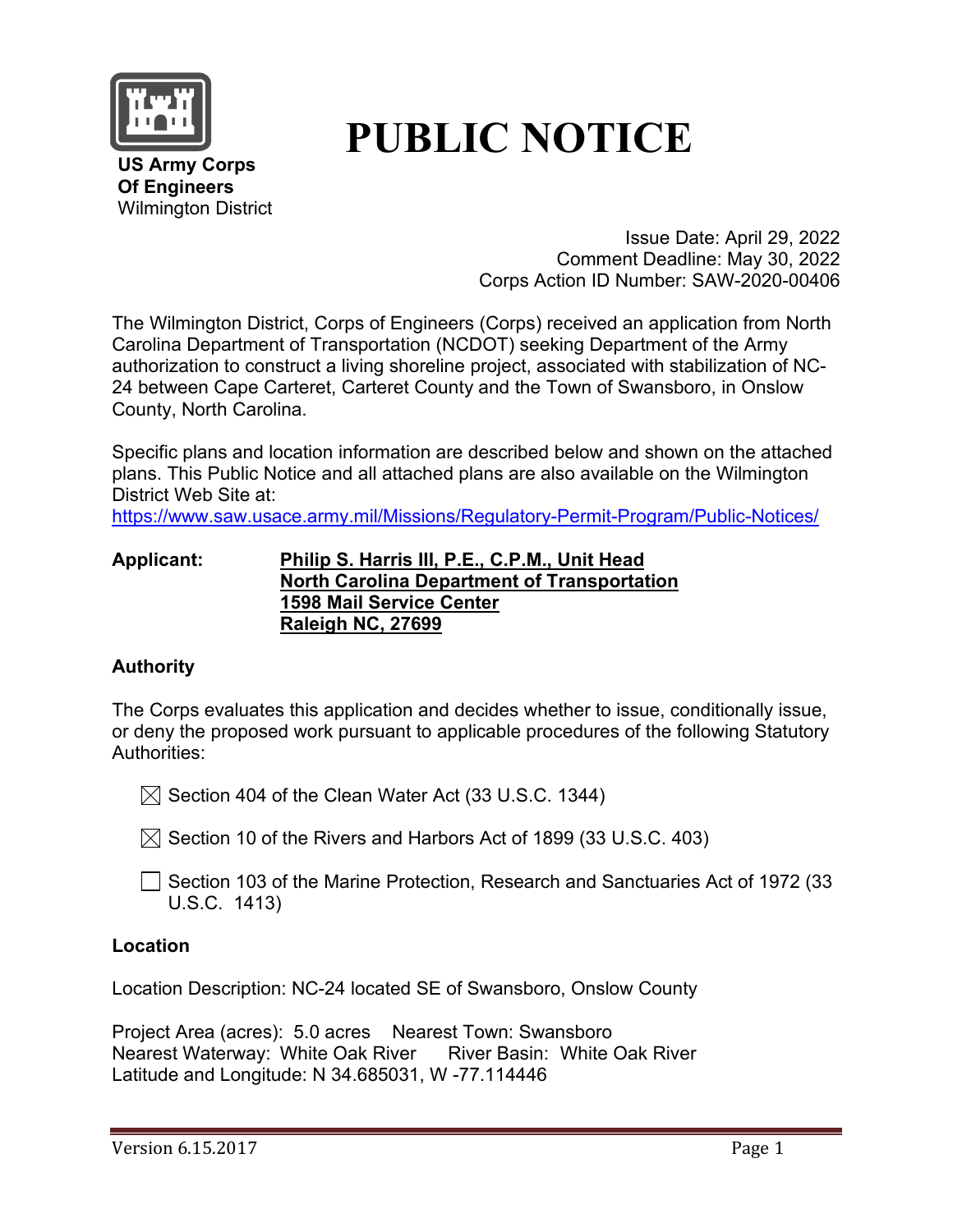US Army Corps
Of Engineers
Wilmington District

# PUBLIC NOTICE

Issue Date: April 29, 2022
Comment Deadline: May 30, 2022
Corps Action ID Number: SAW-2020-00406

The Wilmington District, Corps of Engineers (Corps) received an application from North Carolina Department of Transportation (NCDOT) seeking Department of the Army authorization to construct a living shoreline project, associated with stabilization of NC-24 between Cape Carteret, Carteret County and the Town of Swansboro, in Onslow County, North Carolina.

Specific plans and location information are described below and shown on the attached plans. This Public Notice and all attached plans are also available on the Wilmington District Web Site at:
https://www.saw.usace.army.mil/Missions/Regulatory-Permit-Program/Public-Notices/

**Applicant:** **Philip S. Harris III, P.E., C.P.M., Unit Head**
**North Carolina Department of Transportation**
**1598 Mail Service Center**
**Raleigh NC, 27699**

**Authority**

The Corps evaluates this application and decides whether to issue, conditionally issue, or deny the proposed work pursuant to applicable procedures of the following Statutory Authorities:

- [x] Section 404 of the Clean Water Act (33 U.S.C. 1344)
- [x] Section 10 of the Rivers and Harbors Act of 1899 (33 U.S.C. 403)
- [ ] Section 103 of the Marine Protection, Research and Sanctuaries Act of 1972 (33 U.S.C. 1413)

**Location**

Location Description: NC-24 located SE of Swansboro, Onslow County

Project Area (acres): 5.0 acres Nearest Town: Swansboro
Nearest Waterway: White Oak River River Basin: White Oak River
Latitude and Longitude: N 34.685031, W -77.114446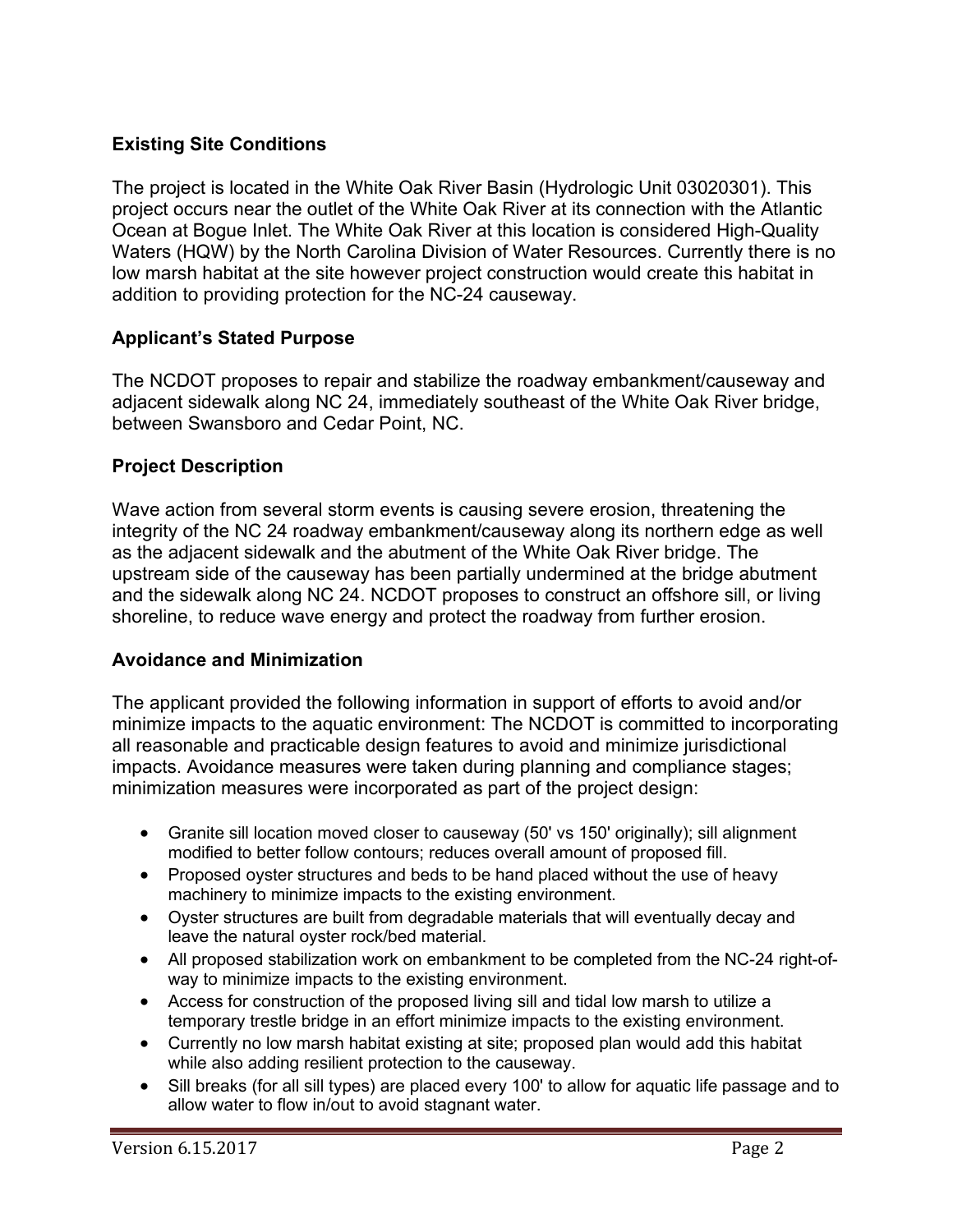**Existing Site Conditions**

The project is located in the White Oak River Basin (Hydrologic Unit 03020301). This project occurs near the outlet of the White Oak River at its connection with the Atlantic Ocean at Bogue Inlet. The White Oak River at this location is considered High-Quality Waters (HQW) by the North Carolina Division of Water Resources. Currently there is no low marsh habitat at the site however project construction would create this habitat in addition to providing protection for the NC-24 causeway.

**Applicant's Stated Purpose**

The NCDOT proposes to repair and stabilize the roadway embankment/causeway and adjacent sidewalk along NC 24, immediately southeast of the White Oak River bridge, between Swansboro and Cedar Point, NC.

**Project Description**

Wave action from several storm events is causing severe erosion, threatening the integrity of the NC 24 roadway embankment/causeway along its northern edge as well as the adjacent sidewalk and the abutment of the White Oak River bridge. The upstream side of the causeway has been partially undermined at the bridge abutment and the sidewalk along NC 24. NCDOT proposes to construct an offshore sill, or living shoreline, to reduce wave energy and protect the roadway from further erosion.

**Avoidance and Minimization**

The applicant provided the following information in support of efforts to avoid and/or minimize impacts to the aquatic environment: The NCDOT is committed to incorporating all reasonable and practicable design features to avoid and minimize jurisdictional impacts. Avoidance measures were taken during planning and compliance stages; minimization measures were incorporated as part of the project design:

- Granite sill location moved closer to causeway (50' vs 150' originally); sill alignment modified to better follow contours; reduces overall amount of proposed fill.
- Proposed oyster structures and beds to be hand placed without the use of heavy machinery to minimize impacts to the existing environment.
- Oyster structures are built from degradable materials that will eventually decay and leave the natural oyster rock/bed material.
- All proposed stabilization work on embankment to be completed from the NC-24 right-of-way to minimize impacts to the existing environment.
- Access for construction of the proposed living sill and tidal low marsh to utilize a temporary trestle bridge in an effort minimize impacts to the existing environment.
- Currently no low marsh habitat existing at site; proposed plan would add this habitat while also adding resilient protection to the causeway.
- Sill breaks (for all sill types) are placed every 100' to allow for aquatic life passage and to allow water to flow in/out to avoid stagnant water.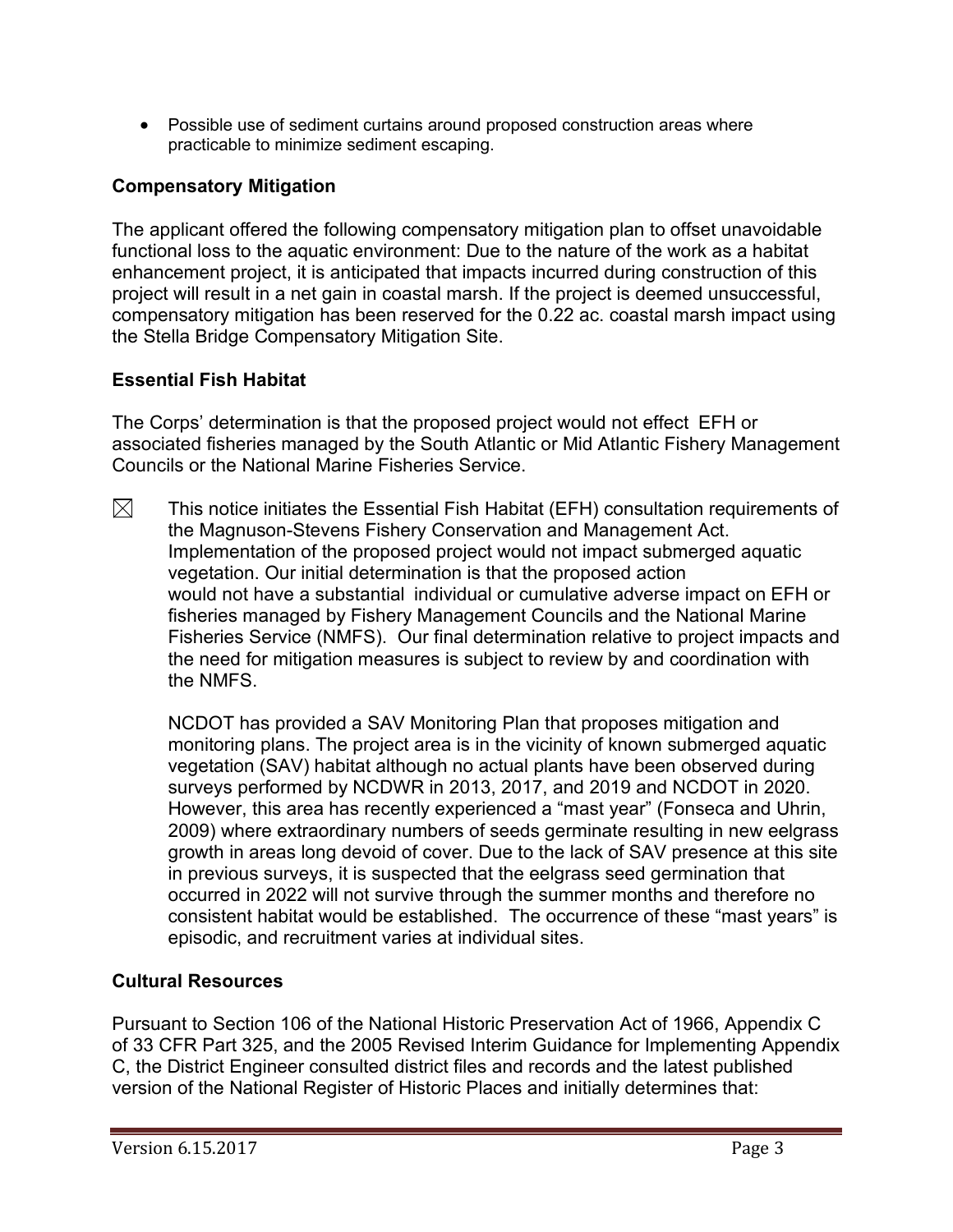- Possible use of sediment curtains around proposed construction areas where practicable to minimize sediment escaping.

**Compensatory Mitigation**

The applicant offered the following compensatory mitigation plan to offset unavoidable functional loss to the aquatic environment: Due to the nature of the work as a habitat enhancement project, it is anticipated that impacts incurred during construction of this project will result in a net gain in coastal marsh. If the project is deemed unsuccessful, compensatory mitigation has been reserved for the 0.22 ac. coastal marsh impact using the Stella Bridge Compensatory Mitigation Site.

**Essential Fish Habitat**

The Corps' determination is that the proposed project would not effect EFH or associated fisheries managed by the South Atlantic or Mid Atlantic Fishery Management Councils or the National Marine Fisheries Service.

☒ This notice initiates the Essential Fish Habitat (EFH) consultation requirements of the Magnuson-Stevens Fishery Conservation and Management Act. Implementation of the proposed project would not impact submerged aquatic vegetation. Our initial determination is that the proposed action would not have a substantial individual or cumulative adverse impact on EFH or fisheries managed by Fishery Management Councils and the National Marine Fisheries Service (NMFS). Our final determination relative to project impacts and the need for mitigation measures is subject to review by and coordination with the NMFS.

NCDOT has provided a SAV Monitoring Plan that proposes mitigation and monitoring plans. The project area is in the vicinity of known submerged aquatic vegetation (SAV) habitat although no actual plants have been observed during surveys performed by NCDWR in 2013, 2017, and 2019 and NCDOT in 2020. However, this area has recently experienced a "mast year" (Fonseca and Uhrin, 2009) where extraordinary numbers of seeds germinate resulting in new eelgrass growth in areas long devoid of cover. Due to the lack of SAV presence at this site in previous surveys, it is suspected that the eelgrass seed germination that occurred in 2022 will not survive through the summer months and therefore no consistent habitat would be established. The occurrence of these "mast years" is episodic, and recruitment varies at individual sites.

**Cultural Resources**

Pursuant to Section 106 of the National Historic Preservation Act of 1966, Appendix C of 33 CFR Part 325, and the 2005 Revised Interim Guidance for Implementing Appendix C, the District Engineer consulted district files and records and the latest published version of the National Register of Historic Places and initially determines that: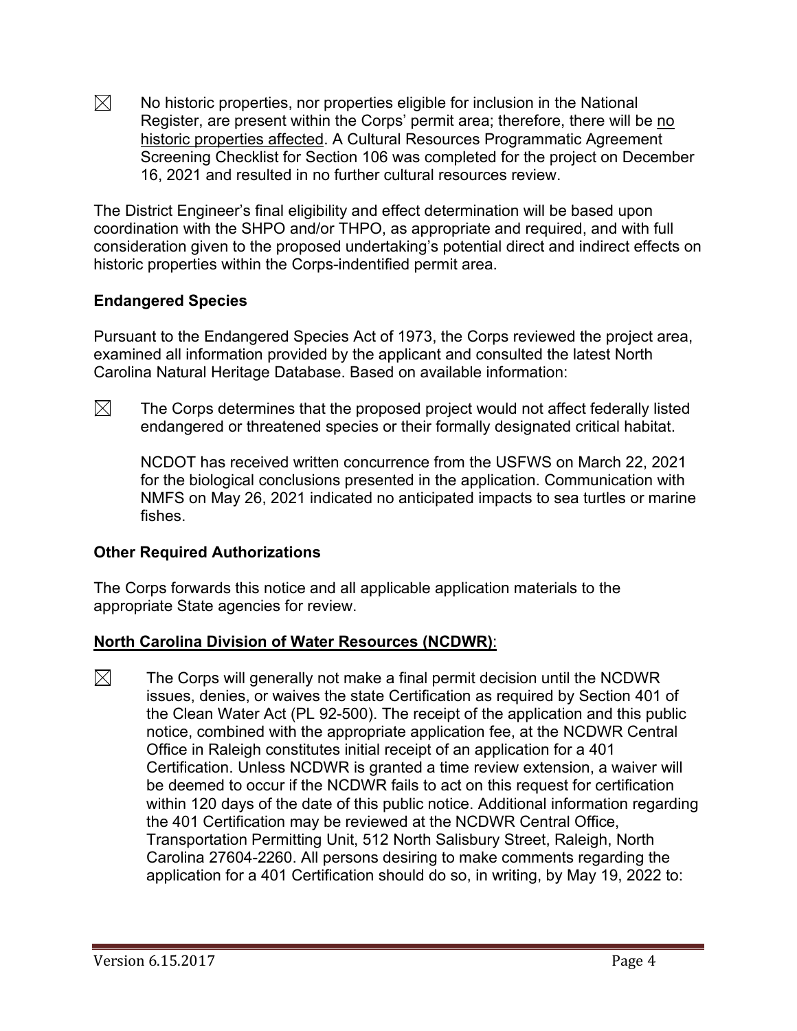☒ No historic properties, nor properties eligible for inclusion in the National Register, are present within the Corps' permit area; therefore, there will be <u>no historic properties affected</u>. A Cultural Resources Programmatic Agreement Screening Checklist for Section 106 was completed for the project on December 16, 2021 and resulted in no further cultural resources review.

The District Engineer's final eligibility and effect determination will be based upon coordination with the SHPO and/or THPO, as appropriate and required, and with full consideration given to the proposed undertaking's potential direct and indirect effects on historic properties within the Corps-indentified permit area.

**Endangered Species**

Pursuant to the Endangered Species Act of 1973, the Corps reviewed the project area, examined all information provided by the applicant and consulted the latest North Carolina Natural Heritage Database. Based on available information:

☒ The Corps determines that the proposed project would not affect federally listed endangered or threatened species or their formally designated critical habitat.

NCDOT has received written concurrence from the USFWS on March 22, 2021 for the biological conclusions presented in the application. Communication with NMFS on May 26, 2021 indicated no anticipated impacts to sea turtles or marine fishes.

**Other Required Authorizations**

The Corps forwards this notice and all applicable application materials to the appropriate State agencies for review.

**<u>North Carolina Division of Water Resources (NCDWR)</u>**:

☒ The Corps will generally not make a final permit decision until the NCDWR issues, denies, or waives the state Certification as required by Section 401 of the Clean Water Act (PL 92-500). The receipt of the application and this public notice, combined with the appropriate application fee, at the NCDWR Central Office in Raleigh constitutes initial receipt of an application for a 401 Certification. Unless NCDWR is granted a time review extension, a waiver will be deemed to occur if the NCDWR fails to act on this request for certification within 120 days of the date of this public notice. Additional information regarding the 401 Certification may be reviewed at the NCDWR Central Office, Transportation Permitting Unit, 512 North Salisbury Street, Raleigh, North Carolina 27604-2260. All persons desiring to make comments regarding the application for a 401 Certification should do so, in writing, by May 19, 2022 to: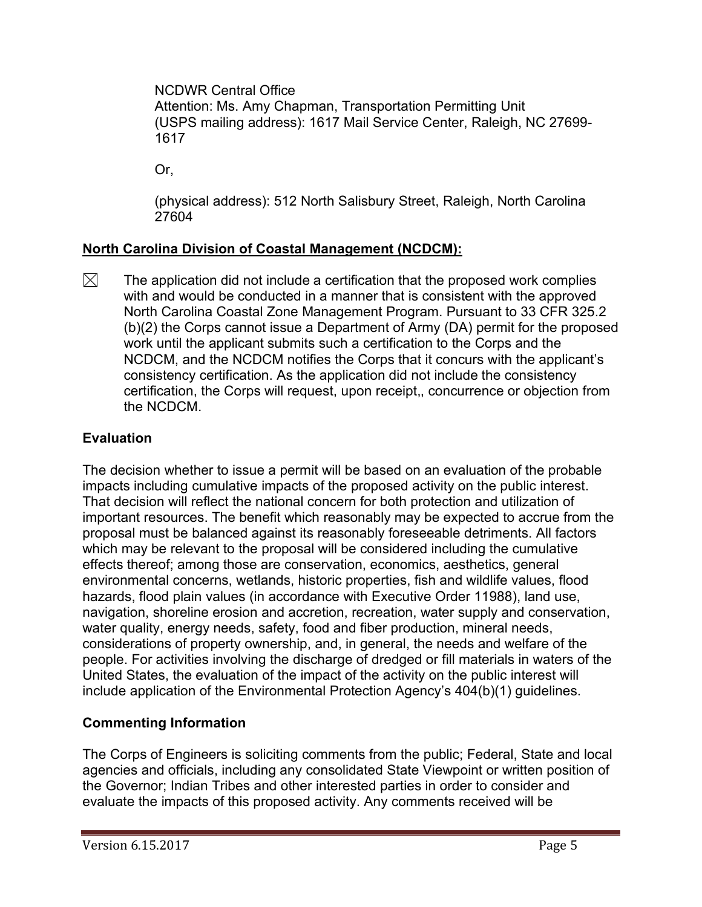NCDWR Central Office
Attention: Ms. Amy Chapman, Transportation Permitting Unit
(USPS mailing address): 1617 Mail Service Center, Raleigh, NC 27699-1617

Or,

(physical address): 512 North Salisbury Street, Raleigh, North Carolina 27604

**North Carolina Division of Coastal Management (NCDCM):**

☒ The application did not include a certification that the proposed work complies with and would be conducted in a manner that is consistent with the approved North Carolina Coastal Zone Management Program. Pursuant to 33 CFR 325.2 (b)(2) the Corps cannot issue a Department of Army (DA) permit for the proposed work until the applicant submits such a certification to the Corps and the NCDCM, and the NCDCM notifies the Corps that it concurs with the applicant's consistency certification. As the application did not include the consistency certification, the Corps will request, upon receipt,, concurrence or objection from the NCDCM.

## Evaluation

The decision whether to issue a permit will be based on an evaluation of the probable impacts including cumulative impacts of the proposed activity on the public interest. That decision will reflect the national concern for both protection and utilization of important resources. The benefit which reasonably may be expected to accrue from the proposal must be balanced against its reasonably foreseeable detriments. All factors which may be relevant to the proposal will be considered including the cumulative effects thereof; among those are conservation, economics, aesthetics, general environmental concerns, wetlands, historic properties, fish and wildlife values, flood hazards, flood plain values (in accordance with Executive Order 11988), land use, navigation, shoreline erosion and accretion, recreation, water supply and conservation, water quality, energy needs, safety, food and fiber production, mineral needs, considerations of property ownership, and, in general, the needs and welfare of the people. For activities involving the discharge of dredged or fill materials in waters of the United States, the evaluation of the impact of the activity on the public interest will include application of the Environmental Protection Agency's 404(b)(1) guidelines.

## Commenting Information

The Corps of Engineers is soliciting comments from the public; Federal, State and local agencies and officials, including any consolidated State Viewpoint or written position of the Governor; Indian Tribes and other interested parties in order to consider and evaluate the impacts of this proposed activity. Any comments received will be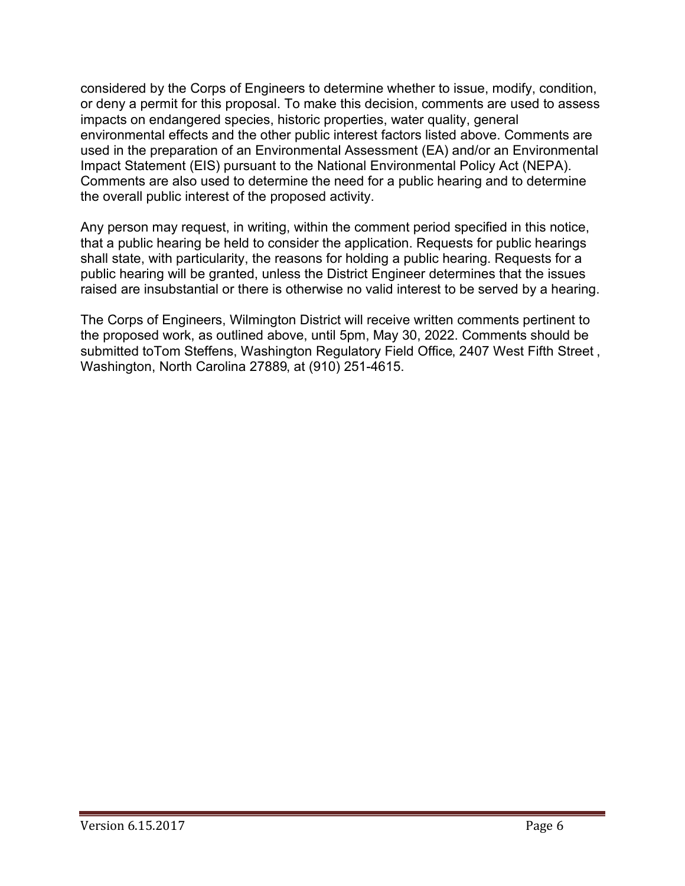considered by the Corps of Engineers to determine whether to issue, modify, condition, or deny a permit for this proposal. To make this decision, comments are used to assess impacts on endangered species, historic properties, water quality, general environmental effects and the other public interest factors listed above. Comments are used in the preparation of an Environmental Assessment (EA) and/or an Environmental Impact Statement (EIS) pursuant to the National Environmental Policy Act (NEPA). Comments are also used to determine the need for a public hearing and to determine the overall public interest of the proposed activity.

Any person may request, in writing, within the comment period specified in this notice, that a public hearing be held to consider the application. Requests for public hearings shall state, with particularity, the reasons for holding a public hearing. Requests for a public hearing will be granted, unless the District Engineer determines that the issues raised are insubstantial or there is otherwise no valid interest to be served by a hearing.

The Corps of Engineers, Wilmington District will receive written comments pertinent to the proposed work, as outlined above, until 5pm, May 30, 2022. Comments should be submitted toTom Steffens, Washington Regulatory Field Office, 2407 West Fifth Street , Washington, North Carolina 27889, at (910) 251-4615.